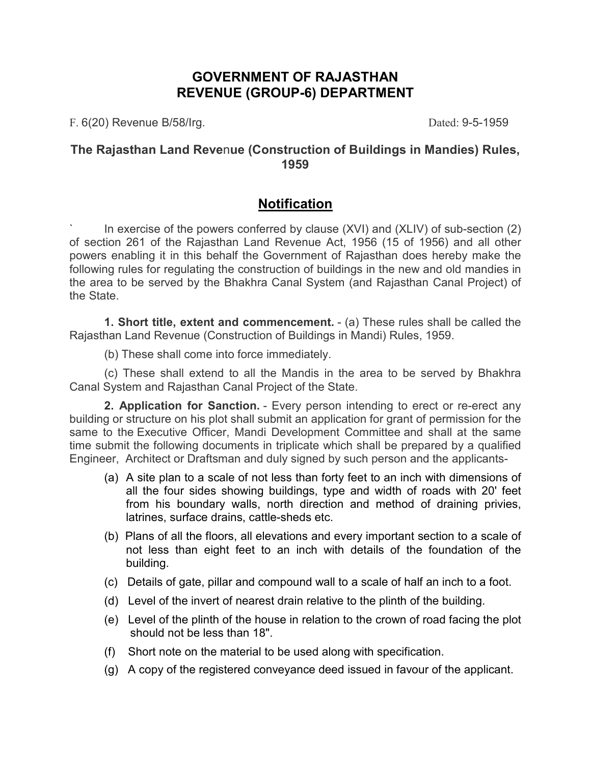# GOVERNMENT OF RAJASTHAN
# REVENUE (GROUP-6) DEPARTMENT

F. 6(20) Revenue B/58/Irg. Dated: 9-5-1959

## The Rajasthan Land Revenue (Construction of Buildings in Mandies) Rules, 1959

## Notification

` In exercise of the powers conferred by clause (XVI) and (XLIV) of sub-section (2) of section 261 of the Rajasthan Land Revenue Act, 1956 (15 of 1956) and all other powers enabling it in this behalf the Government of Rajasthan does hereby make the following rules for regulating the construction of buildings in the new and old mandies in the area to be served by the Bhakhra Canal System (and Rajasthan Canal Project) of the State.

**1. Short title, extent and commencement.** - (a) These rules shall be called the Rajasthan Land Revenue (Construction of Buildings in Mandi) Rules, 1959.

(b) These shall come into force immediately.

(c) These shall extend to all the Mandis in the area to be served by Bhakhra Canal System and Rajasthan Canal Project of the State.

**2. Application for Sanction.** - Every person intending to erect or re-erect any building or structure on his plot shall submit an application for grant of permission for the same to the Executive Officer, Mandi Development Committee and shall at the same time submit the following documents in triplicate which shall be prepared by a qualified Engineer, Architect or Draftsman and duly signed by such person and the applicants-

(a) A site plan to a scale of not less than forty feet to an inch with dimensions of all the four sides showing buildings, type and width of roads with 20' feet from his boundary walls, north direction and method of draining privies, latrines, surface drains, cattle-sheds etc.

(b) Plans of all the floors, all elevations and every important section to a scale of not less than eight feet to an inch with details of the foundation of the building.

(c) Details of gate, pillar and compound wall to a scale of half an inch to a foot.

(d) Level of the invert of nearest drain relative to the plinth of the building.

(e) Level of the plinth of the house in relation to the crown of road facing the plot should not be less than 18".

(f) Short note on the material to be used along with specification.

(g) A copy of the registered conveyance deed issued in favour of the applicant.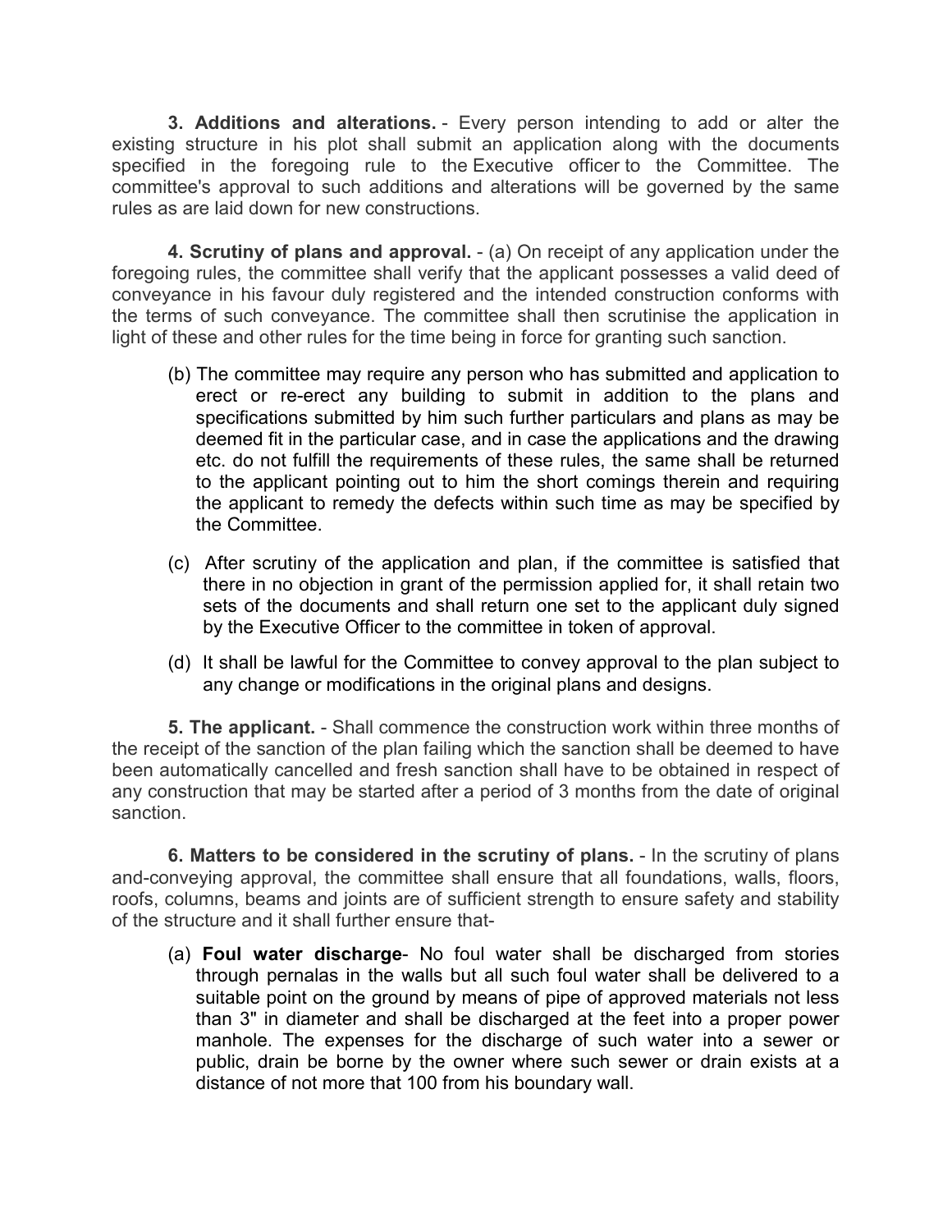**3. Additions and alterations.** - Every person intending to add or alter the existing structure in his plot shall submit an application along with the documents specified in the foregoing rule to the Executive officer to the Committee. The committee's approval to such additions and alterations will be governed by the same rules as are laid down for new constructions.

**4. Scrutiny of plans and approval.** - (a) On receipt of any application under the foregoing rules, the committee shall verify that the applicant possesses a valid deed of conveyance in his favour duly registered and the intended construction conforms with the terms of such conveyance. The committee shall then scrutinise the application in light of these and other rules for the time being in force for granting such sanction.

(b) The committee may require any person who has submitted and application to erect or re-erect any building to submit in addition to the plans and specifications submitted by him such further particulars and plans as may be deemed fit in the particular case, and in case the applications and the drawing etc. do not fulfill the requirements of these rules, the same shall be returned to the applicant pointing out to him the short comings therein and requiring the applicant to remedy the defects within such time as may be specified by the Committee.

(c) After scrutiny of the application and plan, if the committee is satisfied that there in no objection in grant of the permission applied for, it shall retain two sets of the documents and shall return one set to the applicant duly signed by the Executive Officer to the committee in token of approval.

(d) It shall be lawful for the Committee to convey approval to the plan subject to any change or modifications in the original plans and designs.

**5. The applicant.** - Shall commence the construction work within three months of the receipt of the sanction of the plan failing which the sanction shall be deemed to have been automatically cancelled and fresh sanction shall have to be obtained in respect of any construction that may be started after a period of 3 months from the date of original sanction.

**6. Matters to be considered in the scrutiny of plans.** - In the scrutiny of plans and-conveying approval, the committee shall ensure that all foundations, walls, floors, roofs, columns, beams and joints are of sufficient strength to ensure safety and stability of the structure and it shall further ensure that-

(a) **Foul water discharge**- No foul water shall be discharged from stories through pernalas in the walls but all such foul water shall be delivered to a suitable point on the ground by means of pipe of approved materials not less than 3" in diameter and shall be discharged at the feet into a proper power manhole. The expenses for the discharge of such water into a sewer or public, drain be borne by the owner where such sewer or drain exists at a distance of not more that 100 from his boundary wall.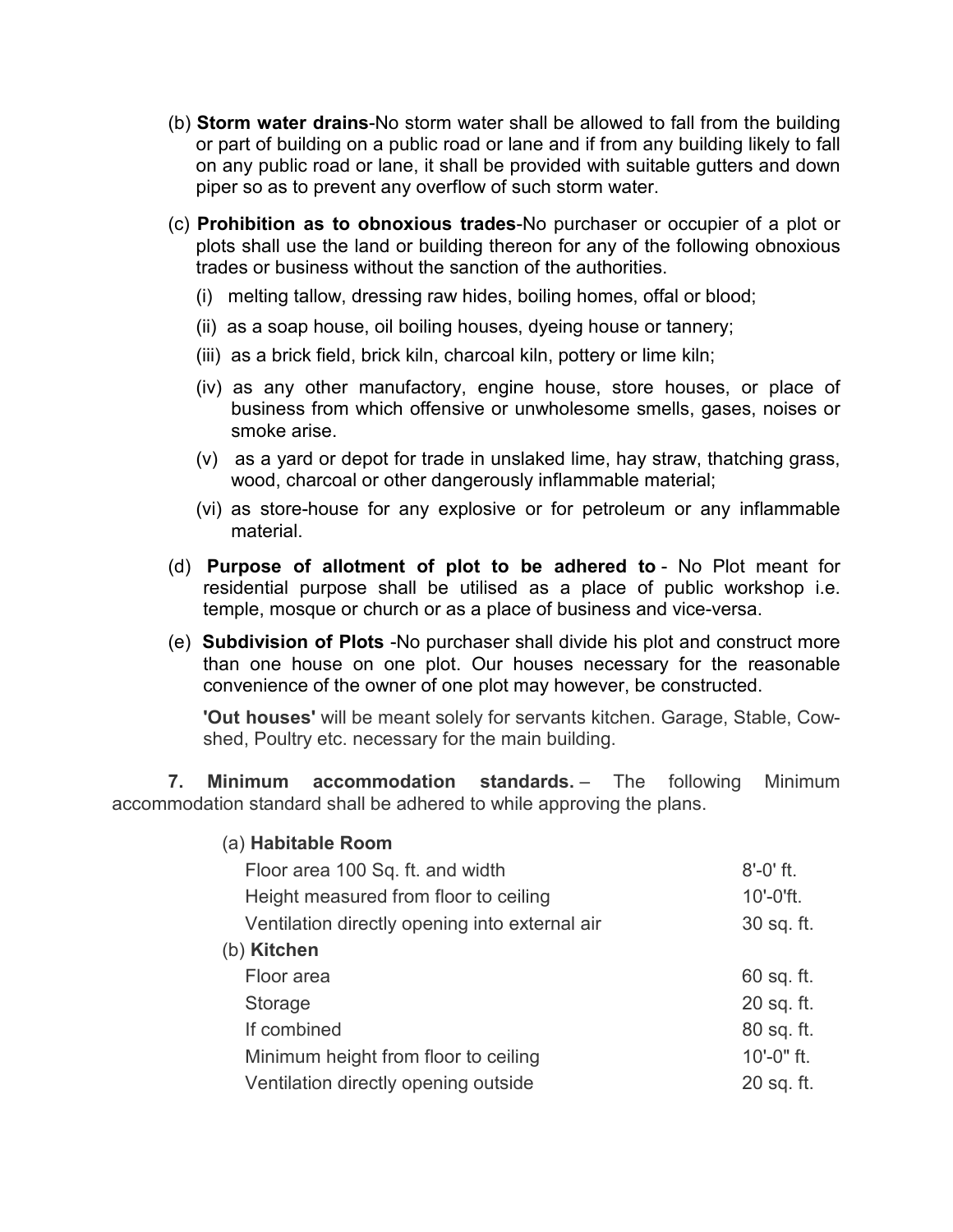(b) **Storm water drains**-No storm water shall be allowed to fall from the building or part of building on a public road or lane and if from any building likely to fall on any public road or lane, it shall be provided with suitable gutters and down piper so as to prevent any overflow of such storm water.

(c) **Prohibition as to obnoxious trades**-No purchaser or occupier of a plot or plots shall use the land or building thereon for any of the following obnoxious trades or business without the sanction of the authorities.

(i) melting tallow, dressing raw hides, boiling homes, offal or blood;

(ii) as a soap house, oil boiling houses, dyeing house or tannery;

(iii) as a brick field, brick kiln, charcoal kiln, pottery or lime kiln;

(iv) as any other manufactory, engine house, store houses, or place of business from which offensive or unwholesome smells, gases, noises or smoke arise.

(v) as a yard or depot for trade in unslaked lime, hay straw, thatching grass, wood, charcoal or other dangerously inflammable material;

(vi) as store-house for any explosive or for petroleum or any inflammable material.

(d) **Purpose of allotment of plot to be adhered to** - No Plot meant for residential purpose shall be utilised as a place of public workshop i.e. temple, mosque or church or as a place of business and vice-versa.

(e) **Subdivision of Plots** -No purchaser shall divide his plot and construct more than one house on one plot. Our houses necessary for the reasonable convenience of the owner of one plot may however, be constructed.

**'Out houses'** will be meant solely for servants kitchen. Garage, Stable, Cow-shed, Poultry etc. necessary for the main building.

**7. Minimum accommodation standards.** – The following Minimum accommodation standard shall be adhered to while approving the plans.

(a) **Habitable Room**

| | |
|---|---|
| Floor area 100 Sq. ft. and width | 8'-0' ft. |
| Height measured from floor to ceiling | 10'-0'ft. |
| Ventilation directly opening into external air | 30 sq. ft. |

(b) **Kitchen**

| | |
|---|---|
| Floor area | 60 sq. ft. |
| Storage | 20 sq. ft. |
| If combined | 80 sq. ft. |
| Minimum height from floor to ceiling | 10'-0" ft. |
| Ventilation directly opening outside | 20 sq. ft. |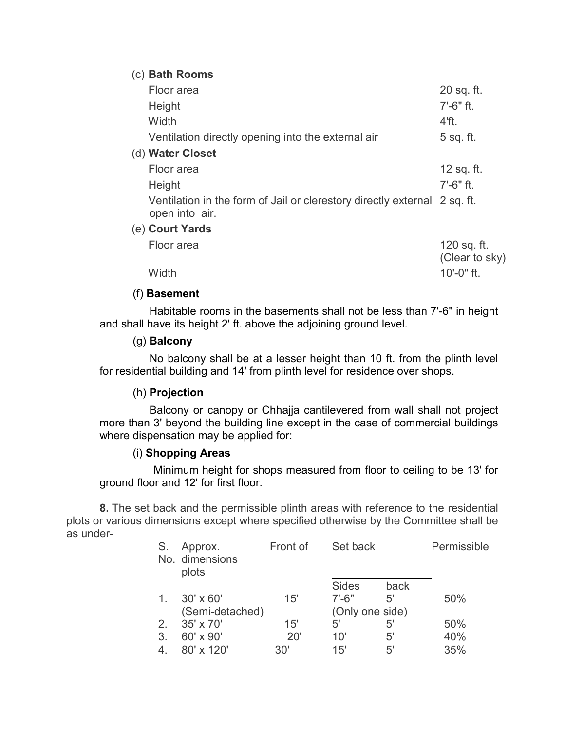(c) **Bath Rooms**

| | |
|---|---|
| Floor area | 20 sq. ft. |
| Height | 7'-6" ft. |
| Width | 4'ft. |
| Ventilation directly opening into the external air | 5 sq. ft. |

(d) **Water Closet**

| | |
|---|---|
| Floor area | 12 sq. ft. |
| Height | 7'-6" ft. |
| Ventilation in the form of Jail or clerestory directly external open into air. | 2 sq. ft. |

(e) **Court Yards**

| | |
|---|---|
| Floor area | 120 sq. ft. (Clear to sky) |
| Width | 10'-0" ft. |

(f) **Basement**

Habitable rooms in the basements shall not be less than 7'-6" in height and shall have its height 2' ft. above the adjoining ground level.

(g) **Balcony**

No balcony shall be at a lesser height than 10 ft. from the plinth level for residential building and 14' from plinth level for residence over shops.

(h) **Projection**

Balcony or canopy or Chhajja cantilevered from wall shall not project more than 3' beyond the building line except in the case of commercial buildings where dispensation may be applied for:

(i) **Shopping Areas**

Minimum height for shops measured from floor to ceiling to be 13' for ground floor and 12' for first floor.

**8.** The set back and the permissible plinth areas with reference to the residential plots or various dimensions except where specified otherwise by the Committee shall be as under-

| S. No. | Approx. dimensions plots | Front of | Set back | | Permissible |
|---|---|---|---|---|---|
| | | | Sides | back | |
| 1. | 30' x 60' (Semi-detached) | 15' | 7'-6" (Only one side) | 5' | 50% |
| 2. | 35' x 70' | 15' | 5' | 5' | 50% |
| 3. | 60' x 90' | 20' | 10' | 5' | 40% |
| 4. | 80' x 120' | 30' | 15' | 5' | 35% |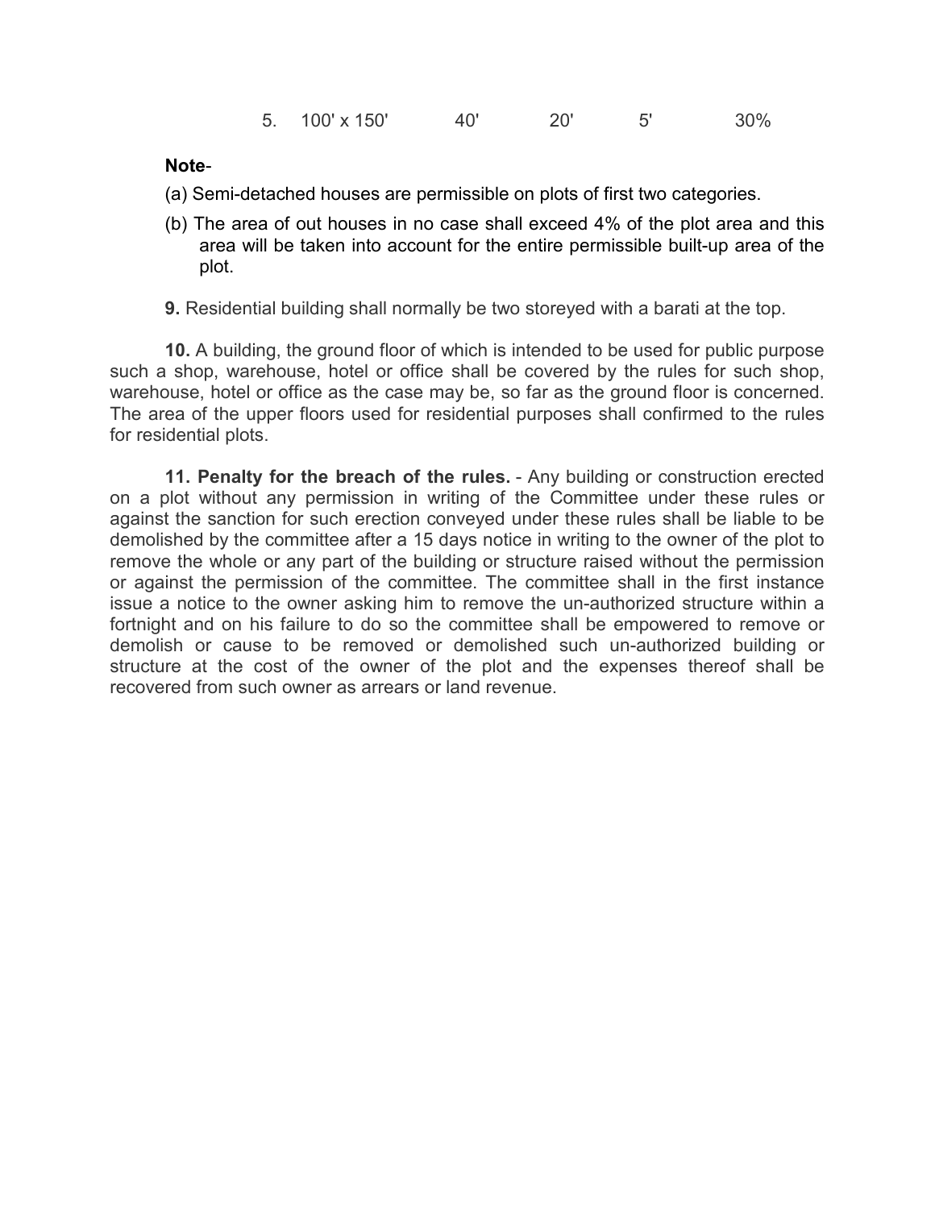| | | | | | |
|---|---|---|---|---|---|
| 5. | 100' x 150' | 40' | 20' | 5' | 30% |

**Note**-

(a) Semi-detached houses are permissible on plots of first two categories.

(b) The area of out houses in no case shall exceed 4% of the plot area and this area will be taken into account for the entire permissible built-up area of the plot.

**9.** Residential building shall normally be two storeyed with a barati at the top.

**10.** A building, the ground floor of which is intended to be used for public purpose such a shop, warehouse, hotel or office shall be covered by the rules for such shop, warehouse, hotel or office as the case may be, so far as the ground floor is concerned. The area of the upper floors used for residential purposes shall confirmed to the rules for residential plots.

**11. Penalty for the breach of the rules.** - Any building or construction erected on a plot without any permission in writing of the Committee under these rules or against the sanction for such erection conveyed under these rules shall be liable to be demolished by the committee after a 15 days notice in writing to the owner of the plot to remove the whole or any part of the building or structure raised without the permission or against the permission of the committee. The committee shall in the first instance issue a notice to the owner asking him to remove the un-authorized structure within a fortnight and on his failure to do so the committee shall be empowered to remove or demolish or cause to be removed or demolished such un-authorized building or structure at the cost of the owner of the plot and the expenses thereof shall be recovered from such owner as arrears or land revenue.